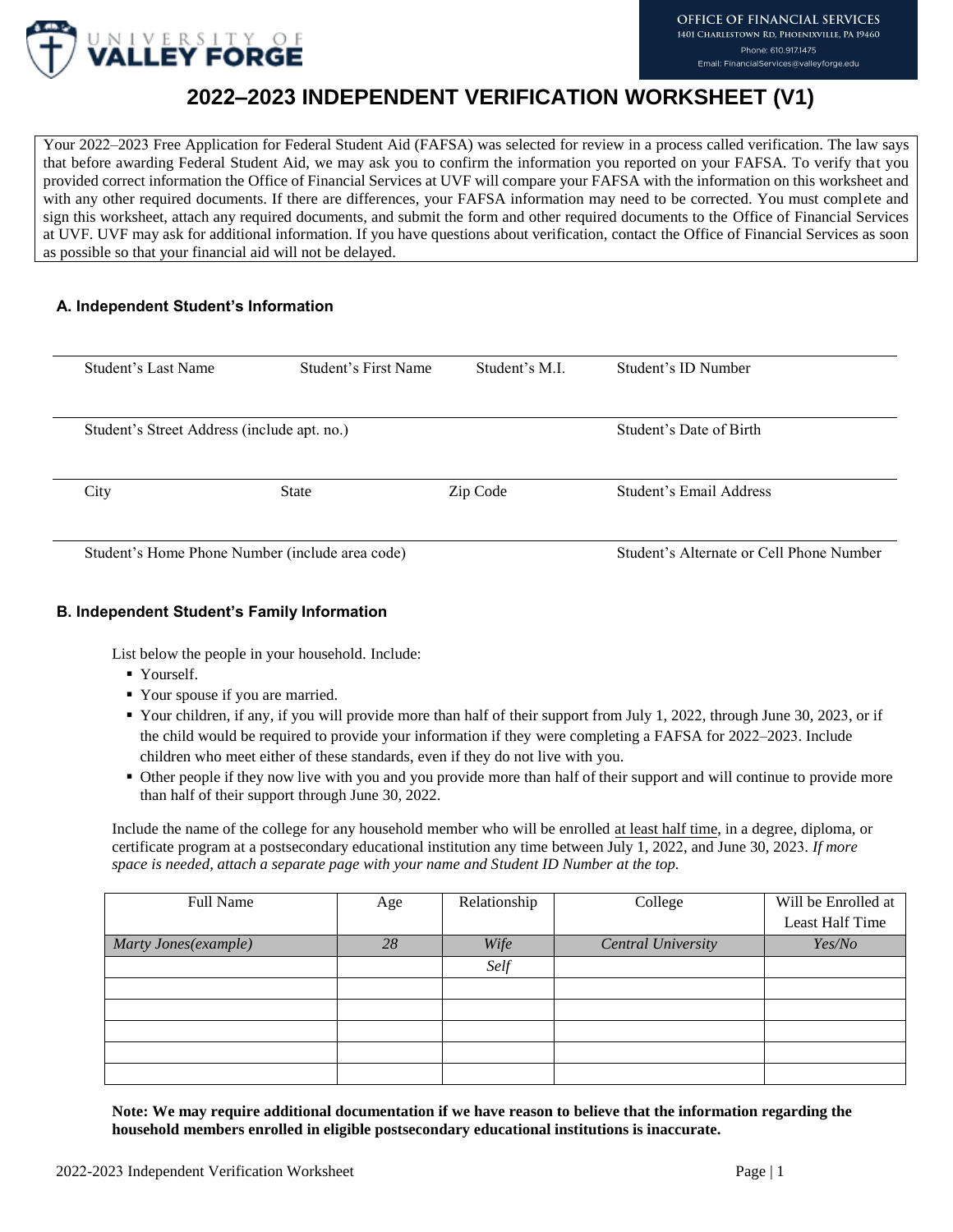UNIVERSITY OF VALLEY FORGE

**OFFICE OF FINANCIAL SERVICES**
1401 Charlestown Rd, Phoenixville, PA 19460
Phone: 610.917.1475
Email: FinancialServices@valleyforge.edu

# 2022–2023 INDEPENDENT VERIFICATION WORKSHEET (V1)

Your 2022–2023 Free Application for Federal Student Aid (FAFSA) was selected for review in a process called verification. The law says that before awarding Federal Student Aid, we may ask you to confirm the information you reported on your FAFSA. To verify that you provided correct information the Office of Financial Services at UVF will compare your FAFSA with the information on this worksheet and with any other required documents. If there are differences, your FAFSA information may need to be corrected. You must complete and sign this worksheet, attach any required documents, and submit the form and other required documents to the Office of Financial Services at UVF. UVF may ask for additional information. If you have questions about verification, contact the Office of Financial Services as soon as possible so that your financial aid will not be delayed.

### A. Independent Student's Information

| Student's Last Name | Student's First Name | Student's M.I. | Student's ID Number |
|---|---|---|---|
| | | | |

| Student's Street Address (include apt. no.) | Student's Date of Birth |
|---|---|
| | |

| City | State | Zip Code | Student's Email Address |
|---|---|---|---|
| | | | |

| Student's Home Phone Number (include area code) | Student's Alternate or Cell Phone Number |
|---|---|
| | |

### B. Independent Student's Family Information

List below the people in your household. Include:

- Yourself.
- Your spouse if you are married.
- Your children, if any, if you will provide more than half of their support from July 1, 2022, through June 30, 2023, or if the child would be required to provide your information if they were completing a FAFSA for 2022–2023. Include children who meet either of these standards, even if they do not live with you.
- Other people if they now live with you and you provide more than half of their support and will continue to provide more than half of their support through June 30, 2022.

Include the name of the college for any household member who will be enrolled at least half time, in a degree, diploma, or certificate program at a postsecondary educational institution any time between July 1, 2022, and June 30, 2023. *If more space is needed, attach a separate page with your name and Student ID Number at the top.*

| Full Name | Age | Relationship | College | Will be Enrolled at Least Half Time |
|---|---|---|---|---|
| *Marty Jones(example)* | *28* | *Wife* | *Central University* | *Yes/No* |
| | | *Self* | | |
| | | | | |
| | | | | |
| | | | | |
| | | | | |
| | | | | |

**Note: We may require additional documentation if we have reason to believe that the information regarding the household members enrolled in eligible postsecondary educational institutions is inaccurate.**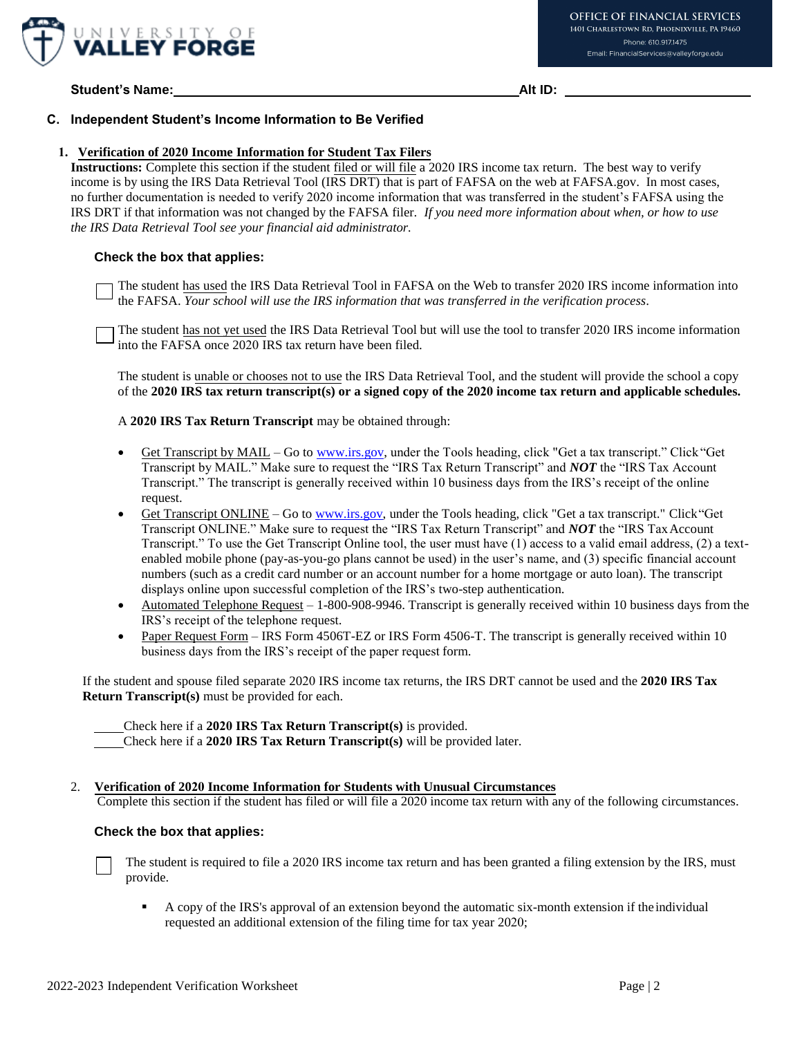**Student's Name:** \_\_\_\_\_\_\_\_\_\_\_\_\_\_\_\_\_\_\_\_\_\_\_\_\_\_\_\_\_\_\_\_\_\_\_\_\_\_\_\_ **Alt ID:** \_\_\_\_\_\_\_\_\_\_\_\_\_\_\_\_\_\_\_\_\_\_\_\_

## C. Independent Student's Income Information to Be Verified

### 1. Verification of 2020 Income Information for Student Tax Filers

**Instructions:** Complete this section if the student filed or will file a 2020 IRS income tax return. The best way to verify income is by using the IRS Data Retrieval Tool (IRS DRT) that is part of FAFSA on the web at FAFSA.gov. In most cases, no further documentation is needed to verify 2020 income information that was transferred in the student's FAFSA using the IRS DRT if that information was not changed by the FAFSA filer. *If you need more information about when, or how to use the IRS Data Retrieval Tool see your financial aid administrator.*

**Check the box that applies:**

☐ The student has used the IRS Data Retrieval Tool in FAFSA on the Web to transfer 2020 IRS income information into the FAFSA. *Your school will use the IRS information that was transferred in the verification process*.

☐ The student has not yet used the IRS Data Retrieval Tool but will use the tool to transfer 2020 IRS income information into the FAFSA once 2020 IRS tax return have been filed.

The student is unable or chooses not to use the IRS Data Retrieval Tool, and the student will provide the school a copy of the **2020 IRS tax return transcript(s) or a signed copy of the 2020 income tax return and applicable schedules.**

A **2020 IRS Tax Return Transcript** may be obtained through:

- Get Transcript by MAIL – Go to www.irs.gov, under the Tools heading, click "Get a tax transcript." Click "Get Transcript by MAIL." Make sure to request the "IRS Tax Return Transcript" and ***NOT*** the "IRS Tax Account Transcript." The transcript is generally received within 10 business days from the IRS's receipt of the online request.
- Get Transcript ONLINE – Go to www.irs.gov, under the Tools heading, click "Get a tax transcript." Click "Get Transcript ONLINE." Make sure to request the "IRS Tax Return Transcript" and ***NOT*** the "IRS Tax Account Transcript." To use the Get Transcript Online tool, the user must have (1) access to a valid email address, (2) a text-enabled mobile phone (pay-as-you-go plans cannot be used) in the user's name, and (3) specific financial account numbers (such as a credit card number or an account number for a home mortgage or auto loan). The transcript displays online upon successful completion of the IRS's two-step authentication.
- Automated Telephone Request – 1-800-908-9946. Transcript is generally received within 10 business days from the IRS's receipt of the telephone request.
- Paper Request Form – IRS Form 4506T-EZ or IRS Form 4506-T. The transcript is generally received within 10 business days from the IRS's receipt of the paper request form.

If the student and spouse filed separate 2020 IRS income tax returns, the IRS DRT cannot be used and the **2020 IRS Tax Return Transcript(s)** must be provided for each.

\_\_\_\_ Check here if a **2020 IRS Tax Return Transcript(s)** is provided.
\_\_\_\_ Check here if a **2020 IRS Tax Return Transcript(s)** will be provided later.

### 2. Verification of 2020 Income Information for Students with Unusual Circumstances

Complete this section if the student has filed or will file a 2020 income tax return with any of the following circumstances.

**Check the box that applies:**

☐ The student is required to file a 2020 IRS income tax return and has been granted a filing extension by the IRS, must provide.

- A copy of the IRS's approval of an extension beyond the automatic six-month extension if the individual requested an additional extension of the filing time for tax year 2020;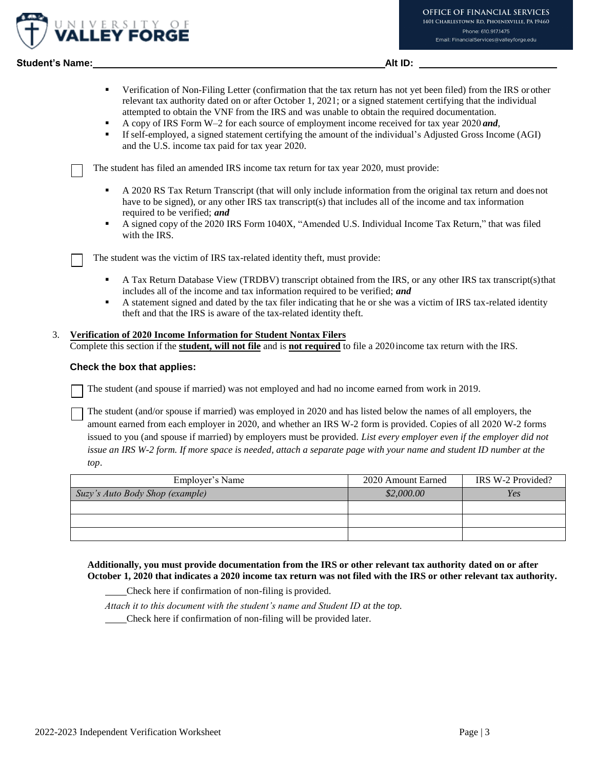**OFFICE OF FINANCIAL SERVICES**
1401 Charlestown Rd, Phoenixville, PA 19460
Phone: 610.917.1475
Email: FinancialServices@valleyforge.edu

**UNIVERSITY OF VALLEY FORGE**

**Student's Name:** ______________________________ **Alt ID:** ____________________

- Verification of Non-Filing Letter (confirmation that the tax return has not yet been filed) from the IRS or other relevant tax authority dated on or after October 1, 2021; or a signed statement certifying that the individual attempted to obtain the VNF from the IRS and was unable to obtain the required documentation.
- A copy of IRS Form W–2 for each source of employment income received for tax year 2020 ***and***,
- If self-employed, a signed statement certifying the amount of the individual's Adjusted Gross Income (AGI) and the U.S. income tax paid for tax year 2020.

☐ The student has filed an amended IRS income tax return for tax year 2020, must provide:

- A 2020 RS Tax Return Transcript (that will only include information from the original tax return and does not have to be signed), or any other IRS tax transcript(s) that includes all of the income and tax information required to be verified; ***and***
- A signed copy of the 2020 IRS Form 1040X, "Amended U.S. Individual Income Tax Return," that was filed with the IRS.

☐ The student was the victim of IRS tax-related identity theft, must provide:

- A Tax Return Database View (TRDBV) transcript obtained from the IRS, or any other IRS tax transcript(s) that includes all of the income and tax information required to be verified; ***and***
- A statement signed and dated by the tax filer indicating that he or she was a victim of IRS tax-related identity theft and that the IRS is aware of the tax-related identity theft.

3. **Verification of 2020 Income Information for Student Nontax Filers**
Complete this section if the **student, will not file** and is **not required** to file a 2020 income tax return with the IRS.

**Check the box that applies:**

☐ The student (and spouse if married) was not employed and had no income earned from work in 2019.

☐ The student (and/or spouse if married) was employed in 2020 and has listed below the names of all employers, the amount earned from each employer in 2020, and whether an IRS W-2 form is provided. Copies of all 2020 W-2 forms issued to you (and spouse if married) by employers must be provided. *List every employer even if the employer did not issue an IRS W-2 form. If more space is needed, attach a separate page with your name and student ID number at the top*.

| Employer's Name | 2020 Amount Earned | IRS W-2 Provided? |
|---|---|---|
| *Suzy's Auto Body Shop (example)* | *$2,000.00* | *Yes* |
| | | |
| | | |
| | | |

**Additionally, you must provide documentation from the IRS or other relevant tax authority dated on or after October 1, 2020 that indicates a 2020 income tax return was not filed with the IRS or other relevant tax authority.**

____Check here if confirmation of non-filing is provided.

*Attach it to this document with the student's name and Student ID at the top.*

____Check here if confirmation of non-filing will be provided later.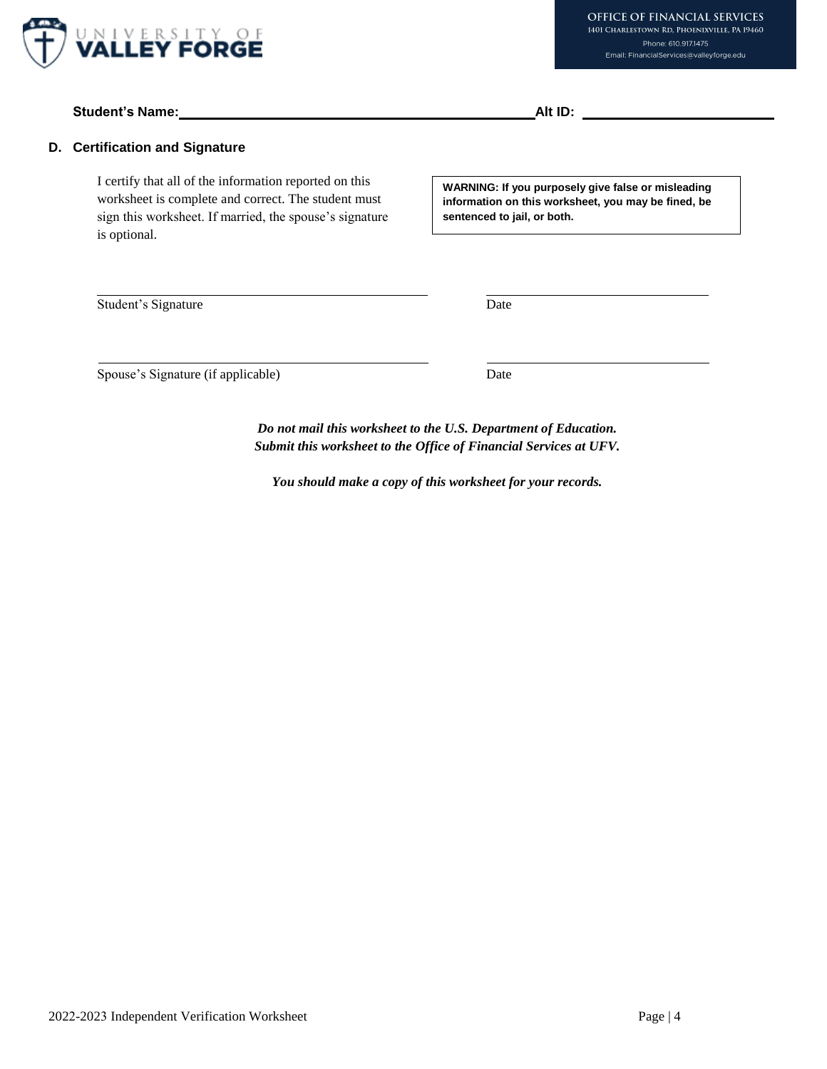**OFFICE OF FINANCIAL SERVICES**
1401 Charlestown Rd, Phoenixville, PA 19460
Phone: 610.917.1475
Email: FinancialServices@valleyforge.edu

**Student's Name:** ______________________________ **Alt ID:** ____________________

## D. Certification and Signature

I certify that all of the information reported on this worksheet is complete and correct. The student must sign this worksheet. If married, the spouse's signature is optional.

**WARNING: If you purposely give false or misleading information on this worksheet, you may be fined, be sentenced to jail, or both.**

______________________________ ____________________
Student's Signature Date

______________________________ ____________________
Spouse's Signature (if applicable) Date

***Do not mail this worksheet to the U.S. Department of Education.***
***Submit this worksheet to the Office of Financial Services at UFV.***

***You should make a copy of this worksheet for your records.***